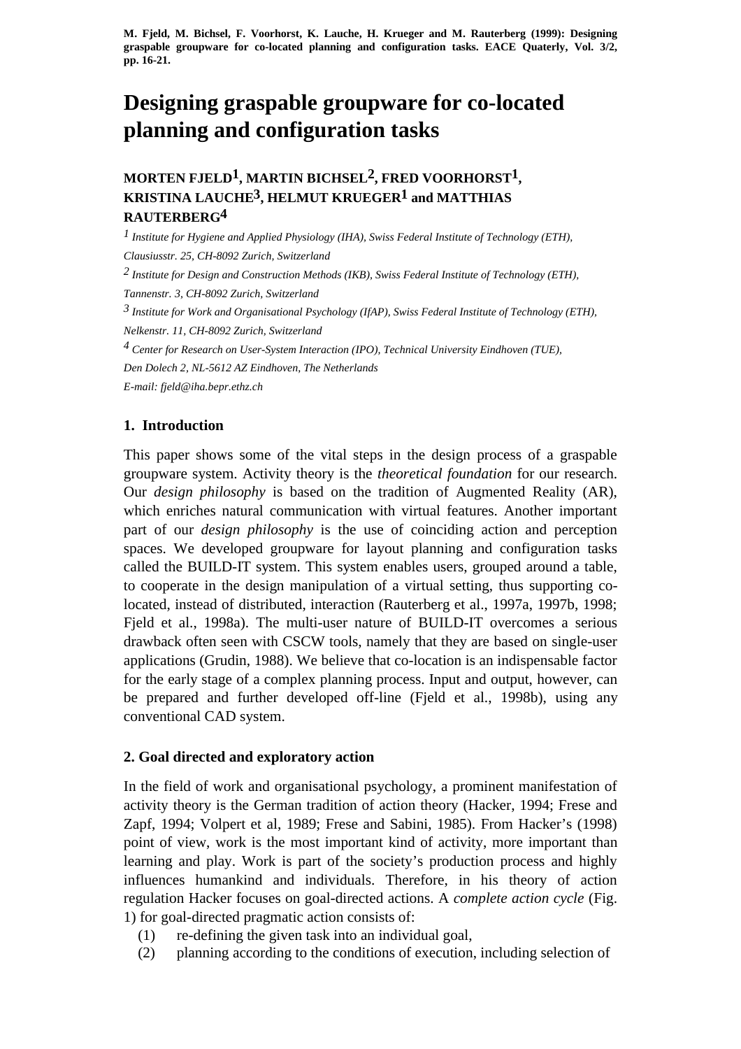**M. Fjeld, M. Bichsel, F. Voorhorst, K. Lauche, H. Krueger and M. Rauterberg (1999): Designing graspable groupware for co-located planning and configuration tasks. EACE Quaterly, Vol. 3/2, pp. 16-21.**

# Designing graspable groupware for co-located planning and configuration tasks

**MORTEN FJELD[1], MARTIN BICHSEL[2], FRED VOORHORST[1], KRISTINA LAUCHE[3], HELMUT KRUEGER[1] and MATTHIAS RAUTERBERG[4]**

[1] *Institute for Hygiene and Applied Physiology (IHA), Swiss Federal Institute of Technology (ETH), Clausiusstr. 25, CH-8092 Zurich, Switzerland*

[2] *Institute for Design and Construction Methods (IKB), Swiss Federal Institute of Technology (ETH), Tannenstr. 3, CH-8092 Zurich, Switzerland*

[3] *Institute for Work and Organisational Psychology (IfAP), Swiss Federal Institute of Technology (ETH), Nelkenstr. 11, CH-8092 Zurich, Switzerland*

[4] *Center for Research on User-System Interaction (IPO), Technical University Eindhoven (TUE), Den Dolech 2, NL-5612 AZ Eindhoven, The Netherlands*

*E-mail: fjeld@iha.bepr.ethz.ch*

## 1. Introduction

This paper shows some of the vital steps in the design process of a graspable groupware system. Activity theory is the *theoretical foundation* for our research. Our *design philosophy* is based on the tradition of Augmented Reality (AR), which enriches natural communication with virtual features. Another important part of our *design philosophy* is the use of coinciding action and perception spaces. We developed groupware for layout planning and configuration tasks called the BUILD-IT system. This system enables users, grouped around a table, to cooperate in the design manipulation of a virtual setting, thus supporting co-located, instead of distributed, interaction (Rauterberg et al., 1997a, 1997b, 1998; Fjeld et al., 1998a). The multi-user nature of BUILD-IT overcomes a serious drawback often seen with CSCW tools, namely that they are based on single-user applications (Grudin, 1988). We believe that co-location is an indispensable factor for the early stage of a complex planning process. Input and output, however, can be prepared and further developed off-line (Fjeld et al., 1998b), using any conventional CAD system.

## 2. Goal directed and exploratory action

In the field of work and organisational psychology, a prominent manifestation of activity theory is the German tradition of action theory (Hacker, 1994; Frese and Zapf, 1994; Volpert et al, 1989; Frese and Sabini, 1985). From Hacker's (1998) point of view, work is the most important kind of activity, more important than learning and play. Work is part of the society's production process and highly influences humankind and individuals. Therefore, in his theory of action regulation Hacker focuses on goal-directed actions. A *complete action cycle* (Fig. 1) for goal-directed pragmatic action consists of:

(1) re-defining the given task into an individual goal,
(2) planning according to the conditions of execution, including selection of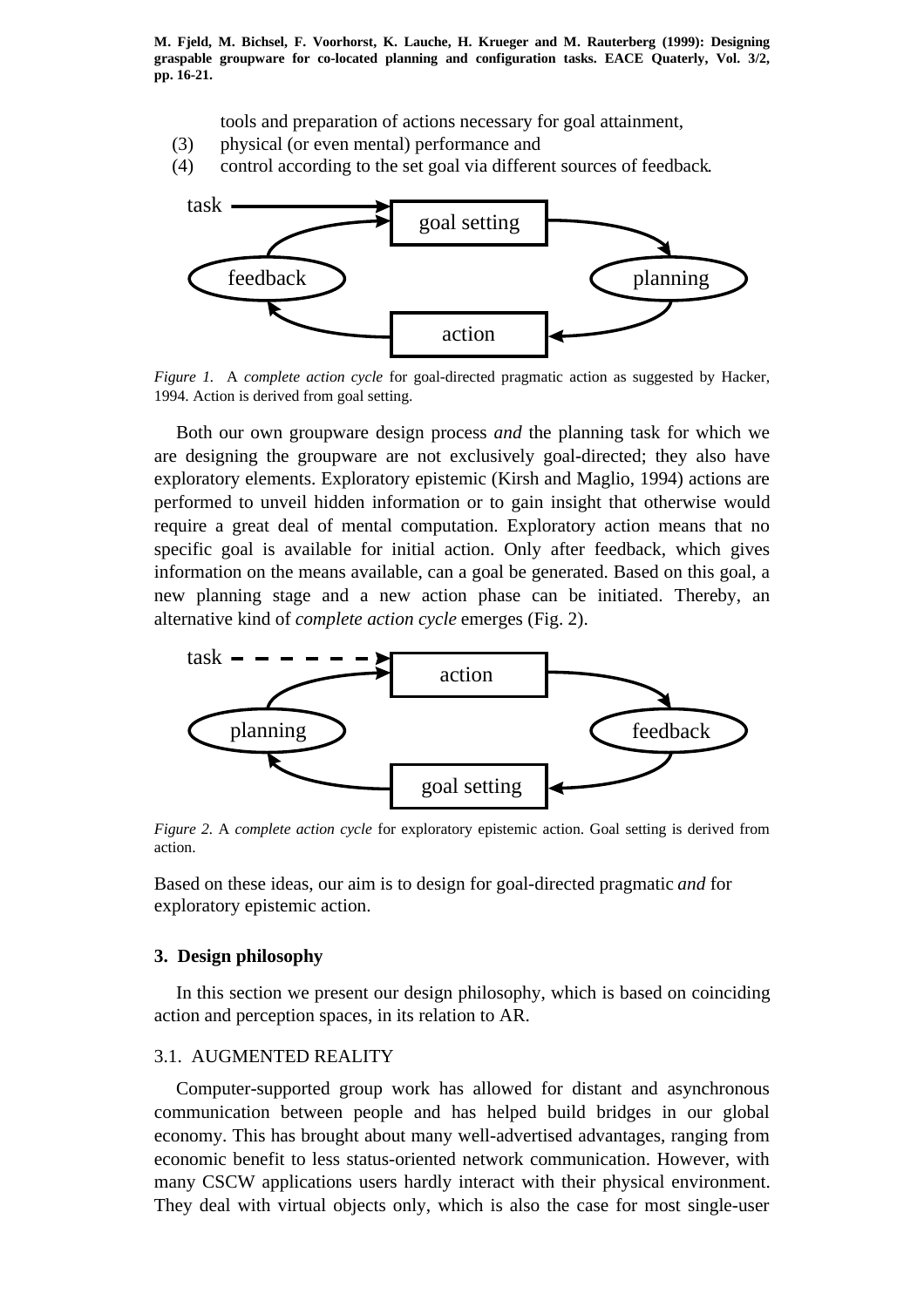tools and preparation of actions necessary for goal attainment,

(3) physical (or even mental) performance and

(4) control according to the set goal via different sources of feedback.

*Figure 1.* A *complete action cycle* for goal-directed pragmatic action as suggested by Hacker, 1994. Action is derived from goal setting.

Both our own groupware design process *and* the planning task for which we are designing the groupware are not exclusively goal-directed; they also have exploratory elements. Exploratory epistemic (Kirsh and Maglio, 1994) actions are performed to unveil hidden information or to gain insight that otherwise would require a great deal of mental computation. Exploratory action means that no specific goal is available for initial action. Only after feedback, which gives information on the means available, can a goal be generated. Based on this goal, a new planning stage and a new action phase can be initiated. Thereby, an alternative kind of *complete action cycle* emerges (Fig. 2).

*Figure 2.* A *complete action cycle* for exploratory epistemic action. Goal setting is derived from action.

Based on these ideas, our aim is to design for goal-directed pragmatic *and* for exploratory epistemic action.

## 3. Design philosophy

In this section we present our design philosophy, which is based on coinciding action and perception spaces, in its relation to AR.

### 3.1. AUGMENTED REALITY

Computer-supported group work has allowed for distant and asynchronous communication between people and has helped build bridges in our global economy. This has brought about many well-advertised advantages, ranging from economic benefit to less status-oriented network communication. However, with many CSCW applications users hardly interact with their physical environment. They deal with virtual objects only, which is also the case for most single-user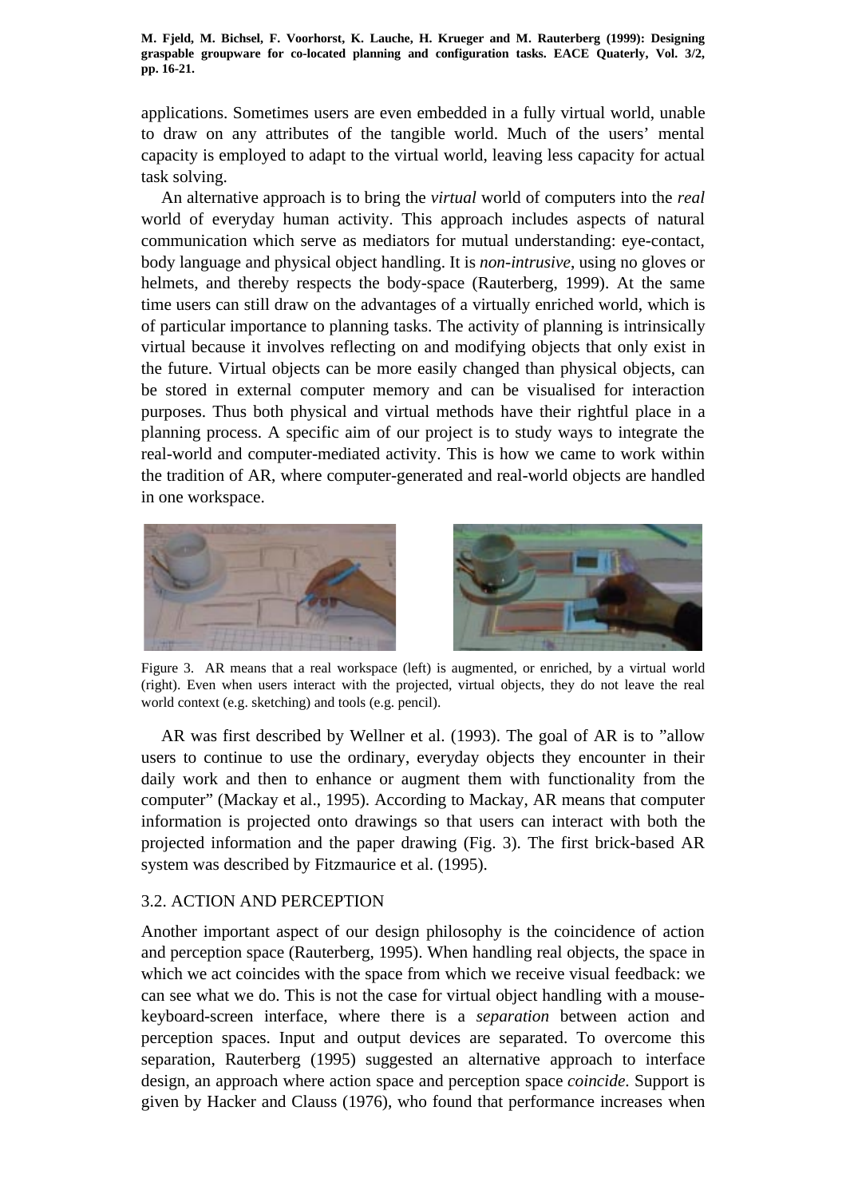applications. Sometimes users are even embedded in a fully virtual world, unable to draw on any attributes of the tangible world. Much of the users' mental capacity is employed to adapt to the virtual world, leaving less capacity for actual task solving.

An alternative approach is to bring the *virtual* world of computers into the *real* world of everyday human activity. This approach includes aspects of natural communication which serve as mediators for mutual understanding: eye-contact, body language and physical object handling. It is *non-intrusive*, using no gloves or helmets, and thereby respects the body-space (Rauterberg, 1999). At the same time users can still draw on the advantages of a virtually enriched world, which is of particular importance to planning tasks. The activity of planning is intrinsically virtual because it involves reflecting on and modifying objects that only exist in the future. Virtual objects can be more easily changed than physical objects, can be stored in external computer memory and can be visualised for interaction purposes. Thus both physical and virtual methods have their rightful place in a planning process. A specific aim of our project is to study ways to integrate the real-world and computer-mediated activity. This is how we came to work within the tradition of AR, where computer-generated and real-world objects are handled in one workspace.

Figure 3. AR means that a real workspace (left) is augmented, or enriched, by a virtual world (right). Even when users interact with the projected, virtual objects, they do not leave the real world context (e.g. sketching) and tools (e.g. pencil).

AR was first described by Wellner et al. (1993). The goal of AR is to "allow users to continue to use the ordinary, everyday objects they encounter in their daily work and then to enhance or augment them with functionality from the computer" (Mackay et al., 1995). According to Mackay, AR means that computer information is projected onto drawings so that users can interact with both the projected information and the paper drawing (Fig. 3). The first brick-based AR system was described by Fitzmaurice et al. (1995).

## 3.2. ACTION AND PERCEPTION

Another important aspect of our design philosophy is the coincidence of action and perception space (Rauterberg, 1995). When handling real objects, the space in which we act coincides with the space from which we receive visual feedback: we can see what we do. This is not the case for virtual object handling with a mouse-keyboard-screen interface, where there is a *separation* between action and perception spaces. Input and output devices are separated. To overcome this separation, Rauterberg (1995) suggested an alternative approach to interface design, an approach where action space and perception space *coincide*. Support is given by Hacker and Clauss (1976), who found that performance increases when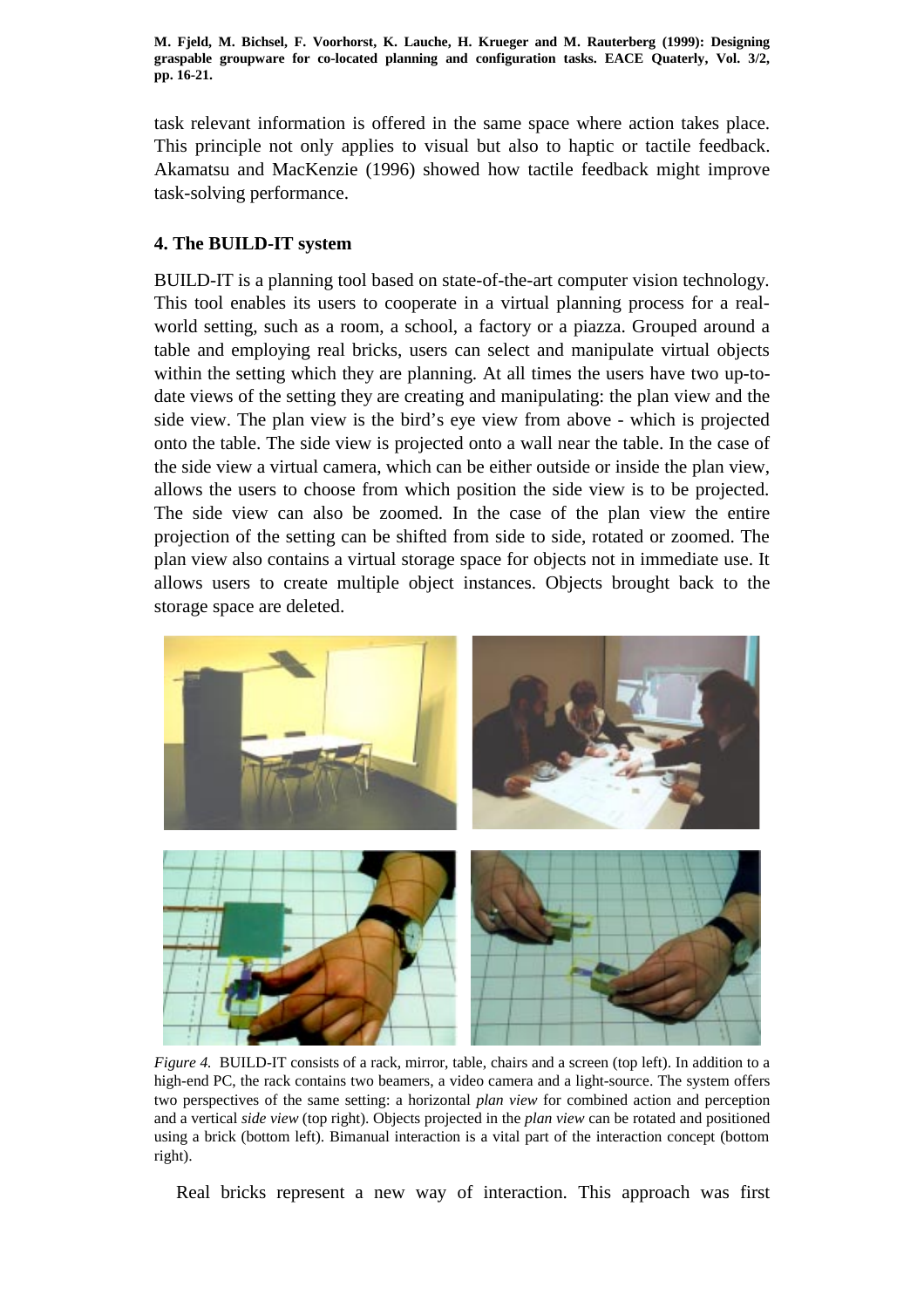task relevant information is offered in the same space where action takes place. This principle not only applies to visual but also to haptic or tactile feedback. Akamatsu and MacKenzie (1996) showed how tactile feedback might improve task-solving performance.

## 4. The BUILD-IT system

BUILD-IT is a planning tool based on state-of-the-art computer vision technology. This tool enables its users to cooperate in a virtual planning process for a real-world setting, such as a room, a school, a factory or a piazza. Grouped around a table and employing real bricks, users can select and manipulate virtual objects within the setting which they are planning. At all times the users have two up-to-date views of the setting they are creating and manipulating: the plan view and the side view. The plan view is the bird's eye view from above - which is projected onto the table. The side view is projected onto a wall near the table. In the case of the side view a virtual camera, which can be either outside or inside the plan view, allows the users to choose from which position the side view is to be projected. The side view can also be zoomed. In the case of the plan view the entire projection of the setting can be shifted from side to side, rotated or zoomed. The plan view also contains a virtual storage space for objects not in immediate use. It allows users to create multiple object instances. Objects brought back to the storage space are deleted.

*Figure 4.* BUILD-IT consists of a rack, mirror, table, chairs and a screen (top left). In addition to a high-end PC, the rack contains two beamers, a video camera and a light-source. The system offers two perspectives of the same setting: a horizontal *plan view* for combined action and perception and a vertical *side view* (top right). Objects projected in the *plan view* can be rotated and positioned using a brick (bottom left). Bimanual interaction is a vital part of the interaction concept (bottom right).

Real bricks represent a new way of interaction. This approach was first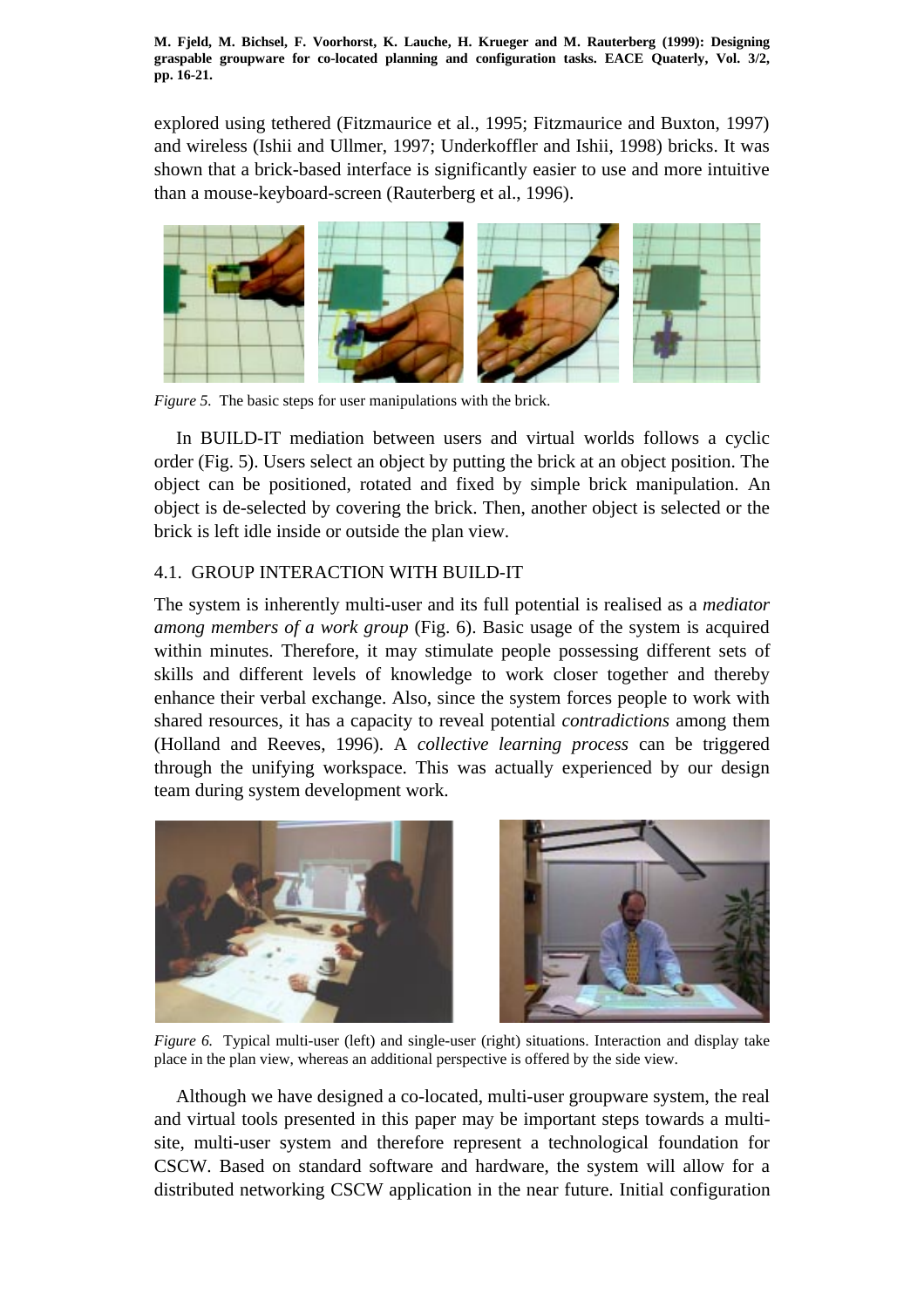explored using tethered (Fitzmaurice et al., 1995; Fitzmaurice and Buxton, 1997) and wireless (Ishii and Ullmer, 1997; Underkoffler and Ishii, 1998) bricks. It was shown that a brick-based interface is significantly easier to use and more intuitive than a mouse-keyboard-screen (Rauterberg et al., 1996).

*Figure 5.* The basic steps for user manipulations with the brick.

In BUILD-IT mediation between users and virtual worlds follows a cyclic order (Fig. 5). Users select an object by putting the brick at an object position. The object can be positioned, rotated and fixed by simple brick manipulation. An object is de-selected by covering the brick. Then, another object is selected or the brick is left idle inside or outside the plan view.

### 4.1. GROUP INTERACTION WITH BUILD-IT

The system is inherently multi-user and its full potential is realised as a *mediator among members of a work group* (Fig. 6). Basic usage of the system is acquired within minutes. Therefore, it may stimulate people possessing different sets of skills and different levels of knowledge to work closer together and thereby enhance their verbal exchange. Also, since the system forces people to work with shared resources, it has a capacity to reveal potential *contradictions* among them (Holland and Reeves, 1996). A *collective learning process* can be triggered through the unifying workspace. This was actually experienced by our design team during system development work.

*Figure 6.* Typical multi-user (left) and single-user (right) situations. Interaction and display take place in the plan view, whereas an additional perspective is offered by the side view.

Although we have designed a co-located, multi-user groupware system, the real and virtual tools presented in this paper may be important steps towards a multi-site, multi-user system and therefore represent a technological foundation for CSCW. Based on standard software and hardware, the system will allow for a distributed networking CSCW application in the near future. Initial configuration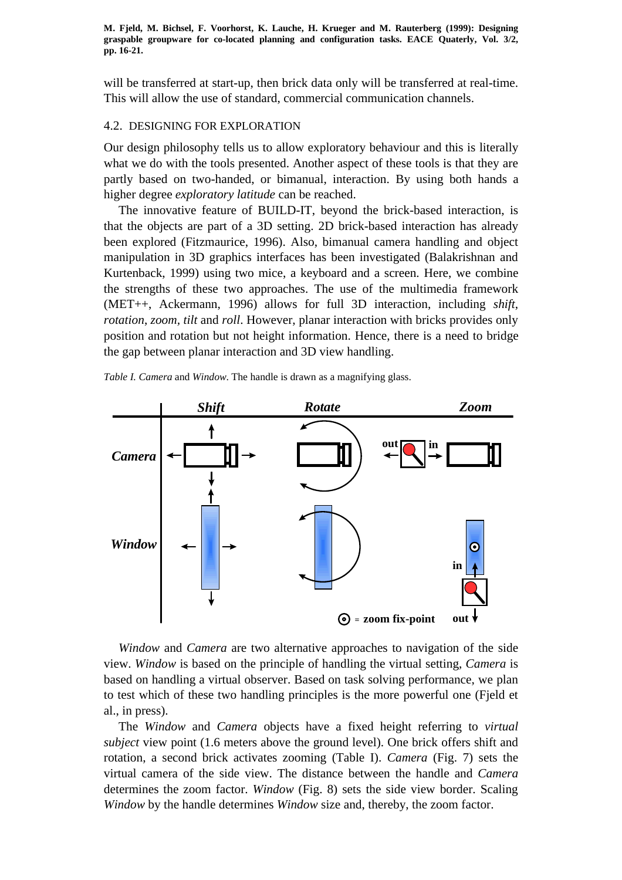will be transferred at start-up, then brick data only will be transferred at real-time. This will allow the use of standard, commercial communication channels.

### 4.2. DESIGNING FOR EXPLORATION

Our design philosophy tells us to allow exploratory behaviour and this is literally what we do with the tools presented. Another aspect of these tools is that they are partly based on two-handed, or bimanual, interaction. By using both hands a higher degree *exploratory latitude* can be reached.

The innovative feature of BUILD-IT, beyond the brick-based interaction, is that the objects are part of a 3D setting. 2D brick-based interaction has already been explored (Fitzmaurice, 1996). Also, bimanual camera handling and object manipulation in 3D graphics interfaces has been investigated (Balakrishnan and Kurtenback, 1999) using two mice, a keyboard and a screen. Here, we combine the strengths of these two approaches. The use of the multimedia framework (MET++, Ackermann, 1996) allows for full 3D interaction, including *shift*, *rotation*, *zoom*, *tilt* and *roll*. However, planar interaction with bricks provides only position and rotation but not height information. Hence, there is a need to bridge the gap between planar interaction and 3D view handling.

*Table I. Camera* and *Window*. The handle is drawn as a magnifying glass.

| | ***Shift*** | ***Rotate*** | ***Zoom*** |
|---|---|---|---|
| ***Camera*** | | | out / in |
| ***Window*** | | | in / out |

⊙ = zoom fix-point

*Window* and *Camera* are two alternative approaches to navigation of the side view. *Window* is based on the principle of handling the virtual setting, *Camera* is based on handling a virtual observer. Based on task solving performance, we plan to test which of these two handling principles is the more powerful one (Fjeld et al., in press).

The *Window* and *Camera* objects have a fixed height referring to *virtual subject* view point (1.6 meters above the ground level). One brick offers shift and rotation, a second brick activates zooming (Table I). *Camera* (Fig. 7) sets the virtual camera of the side view. The distance between the handle and *Camera* determines the zoom factor. *Window* (Fig. 8) sets the side view border. Scaling *Window* by the handle determines *Window* size and, thereby, the zoom factor.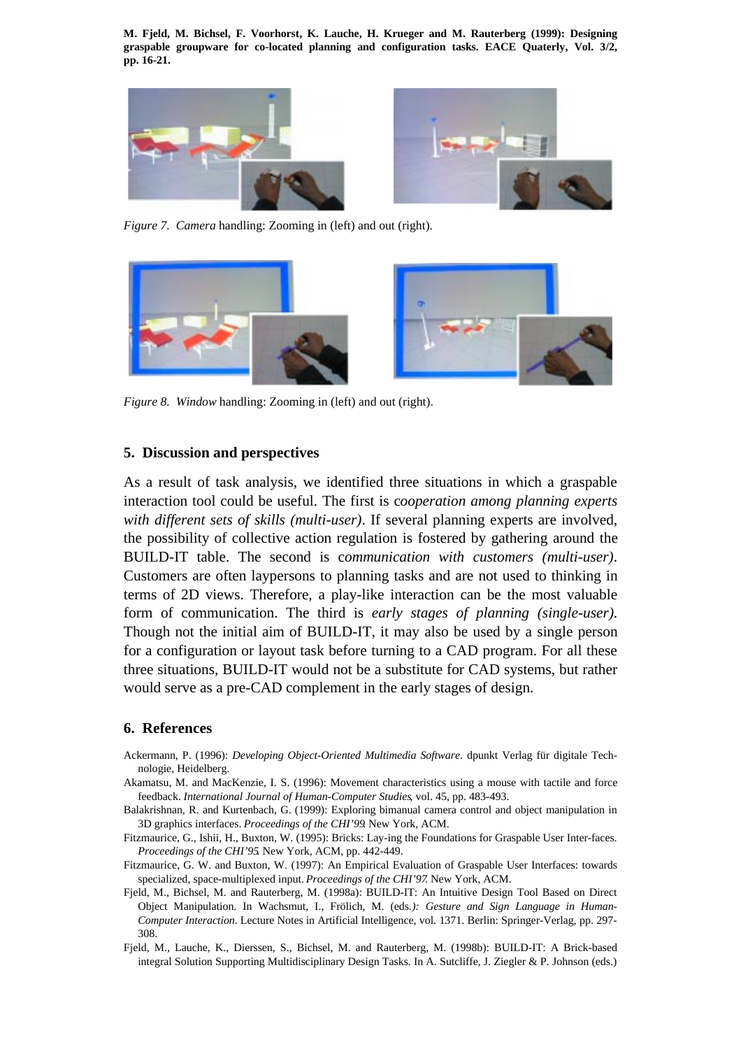*Figure 7. Camera* handling: Zooming in (left) and out (right).

*Figure 8. Window* handling: Zooming in (left) and out (right).

## 5. Discussion and perspectives

As a result of task analysis, we identified three situations in which a graspable interaction tool could be useful. The first is c*ooperation among planning experts with different sets of skills (multi-user)*. If several planning experts are involved, the possibility of collective action regulation is fostered by gathering around the BUILD-IT table. The second is c*ommunication with customers (multi-user)*. Customers are often laypersons to planning tasks and are not used to thinking in terms of 2D views. Therefore, a play-like interaction can be the most valuable form of communication. The third is *early stages of planning (single-user)*. Though not the initial aim of BUILD-IT, it may also be used by a single person for a configuration or layout task before turning to a CAD program. For all these three situations, BUILD-IT would not be a substitute for CAD systems, but rather would serve as a pre-CAD complement in the early stages of design.

## 6. References

Ackermann, P. (1996): *Developing Object-Oriented Multimedia Software*. dpunkt Verlag für digitale Technologie, Heidelberg.

Akamatsu, M. and MacKenzie, I. S. (1996): Movement characteristics using a mouse with tactile and force feedback. *International Journal of Human-Computer Studies*, vol. 45, pp. 483-493.

Balakrishnan, R. and Kurtenbach, G. (1999): Exploring bimanual camera control and object manipulation in 3D graphics interfaces. *Proceedings of the CHI'99*. New York, ACM.

Fitzmaurice, G., Ishii, H., Buxton, W. (1995): Bricks: Lay-ing the Foundations for Graspable User Inter-faces. *Proceedings of the CHI'95*. New York, ACM, pp. 442-449.

Fitzmaurice, G. W. and Buxton, W. (1997): An Empirical Evaluation of Graspable User Interfaces: towards specialized, space-multiplexed input. *Proceedings of the CHI'97*. New York, ACM.

Fjeld, M., Bichsel, M. and Rauterberg, M. (1998a): BUILD-IT: An Intuitive Design Tool Based on Direct Object Manipulation. In Wachsmut, I., Frölich, M. (eds.*): Gesture and Sign Language in Human-Computer Interaction*. Lecture Notes in Artificial Intelligence, vol. 1371. Berlin: Springer-Verlag, pp. 297-308.

Fjeld, M., Lauche, K., Dierssen, S., Bichsel, M. and Rauterberg, M. (1998b): BUILD-IT: A Brick-based integral Solution Supporting Multidisciplinary Design Tasks. In A. Sutcliffe, J. Ziegler & P. Johnson (eds.)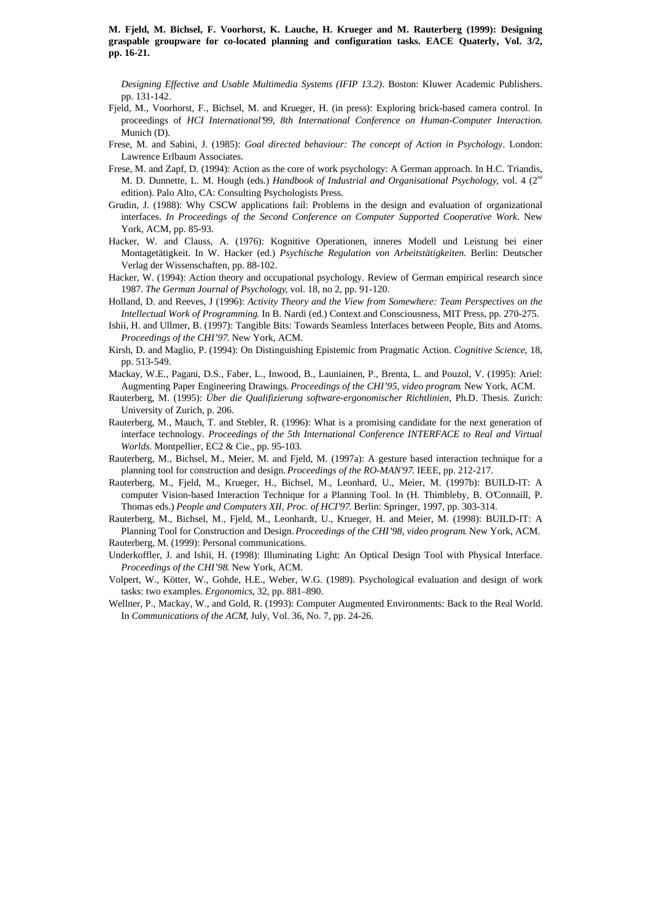*Designing Effective and Usable Multimedia Systems (IFIP 13.2)*. Boston: Kluwer Academic Publishers. pp. 131-142.

Fjeld, M., Voorhorst, F., Bichsel, M. and Krueger, H. (in press): Exploring brick-based camera control. In proceedings of *HCI International'99, 8th International Conference on Human-Computer Interaction*. Munich (D).

Frese, M. and Sabini, J. (1985): *Goal directed behaviour: The concept of Action in Psychology*. London: Lawrence Erlbaum Associates.

Frese, M. and Zapf, D. (1994): Action as the core of work psychology: A German approach. In H.C. Triandis, M. D. Dunnette, L. M. Hough (eds.) *Handbook of Industrial and Organisational Psychology*, vol. 4 (2nd edition). Palo Alto, CA: Consulting Psychologists Press.

Grudin, J. (1988): Why CSCW applications fail: Problems in the design and evaluation of organizational interfaces. *In Proceedings of the Second Conference on Computer Supported Cooperative Work*. New York, ACM, pp. 85-93.

Hacker, W. and Clauss, A. (1976): Kognitive Operationen, inneres Modell und Leistung bei einer Montagetätigkeit. In W. Hacker (ed.) *Psychische Regulation von Arbeitstätigkeiten*. Berlin: Deutscher Verlag der Wissenschaften, pp. 88-102.

Hacker, W. (1994): Action theory and occupational psychology. Review of German empirical research since 1987. *The German Journal of Psychology*, vol. 18, no 2, pp. 91-120.

Holland, D. and Reeves, J (1996): *Activity Theory and the View from Somewhere: Team Perspectives on the Intellectual Work of Programming*. In B. Nardi (ed.) Context and Consciousness, MIT Press, pp. 270-275.

Ishii, H. and Ullmer, B. (1997): Tangible Bits: Towards Seamless Interfaces between People, Bits and Atoms. *Proceedings of the CHI'97*. New York, ACM.

Kirsh, D. and Maglio, P. (1994): On Distinguishing Epistemic from Pragmatic Action. *Cognitive Science*, 18, pp. 513-549.

Mackay, W.E., Pagani, D.S., Faber, L., Inwood, B., Launiainen, P., Brenta, L. and Pouzol, V. (1995): Ariel: Augmenting Paper Engineering Drawings. *Proceedings of the CHI'95, video program*. New York, ACM.

Rauterberg, M. (1995): *Über die Qualifizierung software-ergonomischer Richtlinien*, Ph.D. Thesis. Zurich: University of Zurich, p. 206.

Rauterberg, M., Mauch, T. and Stebler, R. (1996): What is a promising candidate for the next generation of interface technology. *Proceedings of the 5th International Conference INTERFACE to Real and Virtual Worlds*. Montpellier, EC2 & Cie., pp. 95-103.

Rauterberg, M., Bichsel, M., Meier, M. and Fjeld, M. (1997a): A gesture based interaction technique for a planning tool for construction and design. *Proceedings of the RO-MAN'97*. IEEE, pp. 212-217.

Rauterberg, M., Fjeld, M., Krueger, H., Bichsel, M., Leonhard, U., Meier, M. (1997b): BUILD-IT: A computer Vision-based Interaction Technique for a Planning Tool. In (H. Thimbleby, B. O'Connaill, P. Thomas eds.) *People and Computers XII, Proc. of HCI'97*. Berlin: Springer, 1997, pp. 303-314.

Rauterberg, M., Bichsel, M., Fjeld, M., Leonhardt, U., Krueger, H. and Meier, M. (1998): BUILD-IT: A Planning Tool for Construction and Design. *Proceedings of the CHI'98, video program*. New York, ACM.

Rauterberg, M. (1999): Personal communications.

Underkoffler, J. and Ishii, H. (1998): Illuminating Light: An Optical Design Tool with Physical Interface. *Proceedings of the CHI'98*. New York, ACM.

Volpert, W., Kötter, W., Gohde, H.E., Weber, W.G. (1989). Psychological evaluation and design of work tasks: two examples. *Ergonomics*, 32, pp. 881–890.

Wellner, P., Mackay, W., and Gold, R. (1993): Computer Augmented Environments: Back to the Real World. In *Communications of the ACM*, July, Vol. 36, No. 7, pp. 24-26.